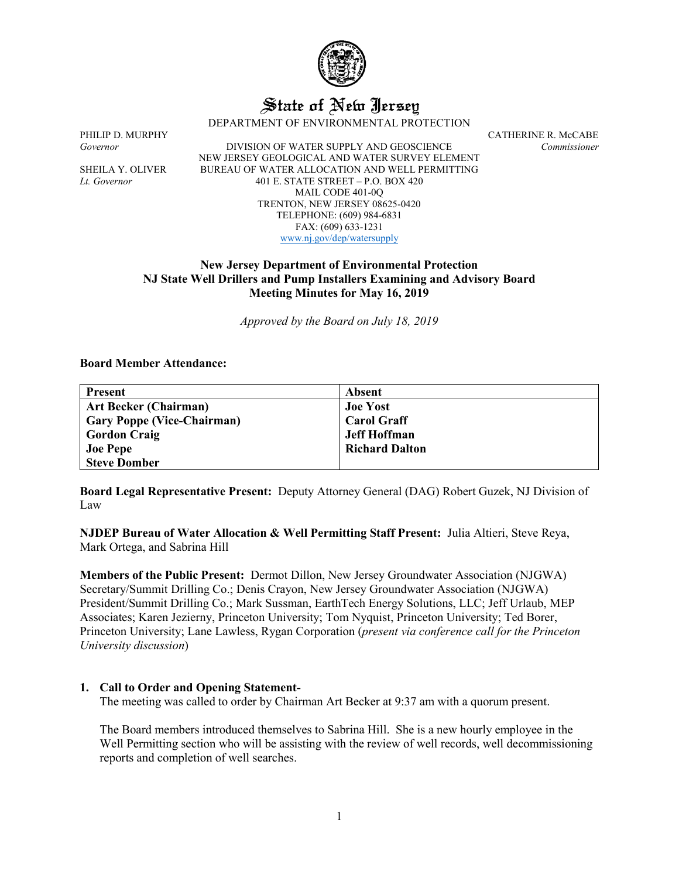# State of New Jersey

DEPARTMENT OF ENVIRONMENTAL PROTECTION

PHILIP D. MURPHY
*Governor*

SHEILA Y. OLIVER
*Lt. Governor*

DIVISION OF WATER SUPPLY AND GEOSCIENCE
NEW JERSEY GEOLOGICAL AND WATER SURVEY ELEMENT
BUREAU OF WATER ALLOCATION AND WELL PERMITTING
401 E. STATE STREET – P.O. BOX 420
MAIL CODE 401-0Q
TRENTON, NEW JERSEY 08625-0420
TELEPHONE: (609) 984-6831
FAX: (609) 633-1231
www.nj.gov/dep/watersupply

CATHERINE R. McCABE
*Commissioner*

## New Jersey Department of Environmental Protection
## NJ State Well Drillers and Pump Installers Examining and Advisory Board
## Meeting Minutes for May 16, 2019

*Approved by the Board on July 18, 2019*

**Board Member Attendance:**

| Present | Absent |
|---|---|
| **Art Becker (Chairman)** | **Joe Yost** |
| **Gary Poppe (Vice-Chairman)** | **Carol Graff** |
| **Gordon Craig** | **Jeff Hoffman** |
| **Joe Pepe** | **Richard Dalton** |
| **Steve Domber** | |

**Board Legal Representative Present:** Deputy Attorney General (DAG) Robert Guzek, NJ Division of Law

**NJDEP Bureau of Water Allocation & Well Permitting Staff Present:** Julia Altieri, Steve Reya, Mark Ortega, and Sabrina Hill

**Members of the Public Present:** Dermot Dillon, New Jersey Groundwater Association (NJGWA) Secretary/Summit Drilling Co.; Denis Crayon, New Jersey Groundwater Association (NJGWA) President/Summit Drilling Co.; Mark Sussman, EarthTech Energy Solutions, LLC; Jeff Urlaub, MEP Associates; Karen Jezierny, Princeton University; Tom Nyquist, Princeton University; Ted Borer, Princeton University; Lane Lawless, Rygan Corporation (*present via conference call for the Princeton University discussion*)

**1. Call to Order and Opening Statement-**

The meeting was called to order by Chairman Art Becker at 9:37 am with a quorum present.

The Board members introduced themselves to Sabrina Hill. She is a new hourly employee in the Well Permitting section who will be assisting with the review of well records, well decommissioning reports and completion of well searches.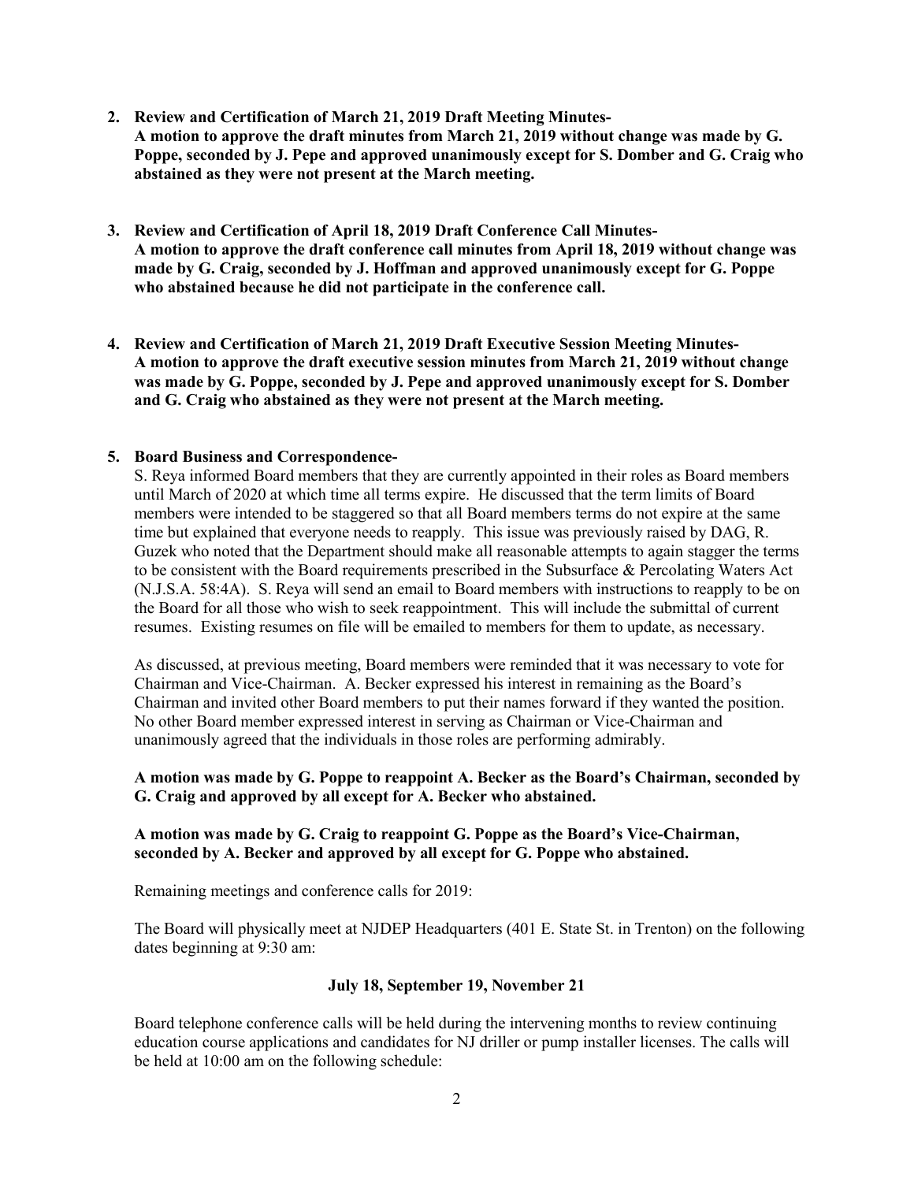2. **Review and Certification of March 21, 2019 Draft Meeting Minutes-**
   **A motion to approve the draft minutes from March 21, 2019 without change was made by G. Poppe, seconded by J. Pepe and approved unanimously except for S. Domber and G. Craig who abstained as they were not present at the March meeting.**

3. **Review and Certification of April 18, 2019 Draft Conference Call Minutes-**
   **A motion to approve the draft conference call minutes from April 18, 2019 without change was made by G. Craig, seconded by J. Hoffman and approved unanimously except for G. Poppe who abstained because he did not participate in the conference call.**

4. **Review and Certification of March 21, 2019 Draft Executive Session Meeting Minutes-**
   **A motion to approve the draft executive session minutes from March 21, 2019 without change was made by G. Poppe, seconded by J. Pepe and approved unanimously except for S. Domber and G. Craig who abstained as they were not present at the March meeting.**

5. **Board Business and Correspondence-**

   S. Reya informed Board members that they are currently appointed in their roles as Board members until March of 2020 at which time all terms expire. He discussed that the term limits of Board members were intended to be staggered so that all Board members terms do not expire at the same time but explained that everyone needs to reapply. This issue was previously raised by DAG, R. Guzek who noted that the Department should make all reasonable attempts to again stagger the terms to be consistent with the Board requirements prescribed in the Subsurface & Percolating Waters Act (N.J.S.A. 58:4A). S. Reya will send an email to Board members with instructions to reapply to be on the Board for all those who wish to seek reappointment. This will include the submittal of current resumes. Existing resumes on file will be emailed to members for them to update, as necessary.

   As discussed, at previous meeting, Board members were reminded that it was necessary to vote for Chairman and Vice-Chairman. A. Becker expressed his interest in remaining as the Board's Chairman and invited other Board members to put their names forward if they wanted the position. No other Board member expressed interest in serving as Chairman or Vice-Chairman and unanimously agreed that the individuals in those roles are performing admirably.

   **A motion was made by G. Poppe to reappoint A. Becker as the Board's Chairman, seconded by G. Craig and approved by all except for A. Becker who abstained.**

   **A motion was made by G. Craig to reappoint G. Poppe as the Board's Vice-Chairman, seconded by A. Becker and approved by all except for G. Poppe who abstained.**

   Remaining meetings and conference calls for 2019:

   The Board will physically meet at NJDEP Headquarters (401 E. State St. in Trenton) on the following dates beginning at 9:30 am:

   **July 18, September 19, November 21**

   Board telephone conference calls will be held during the intervening months to review continuing education course applications and candidates for NJ driller or pump installer licenses. The calls will be held at 10:00 am on the following schedule: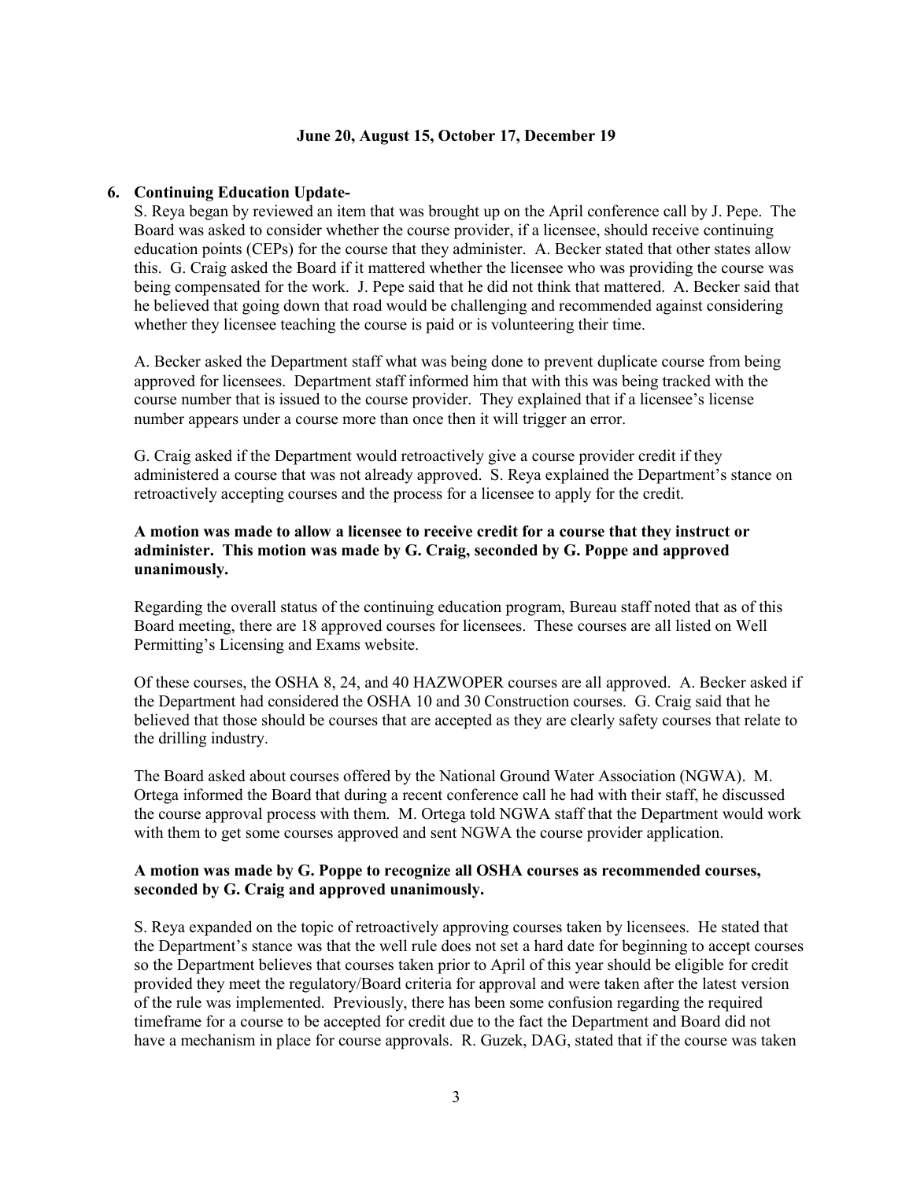**June 20, August 15, October 17, December 19**

**6. Continuing Education Update-**

S. Reya began by reviewed an item that was brought up on the April conference call by J. Pepe. The Board was asked to consider whether the course provider, if a licensee, should receive continuing education points (CEPs) for the course that they administer. A. Becker stated that other states allow this. G. Craig asked the Board if it mattered whether the licensee who was providing the course was being compensated for the work. J. Pepe said that he did not think that mattered. A. Becker said that he believed that going down that road would be challenging and recommended against considering whether they licensee teaching the course is paid or is volunteering their time.

A. Becker asked the Department staff what was being done to prevent duplicate course from being approved for licensees. Department staff informed him that with this was being tracked with the course number that is issued to the course provider. They explained that if a licensee's license number appears under a course more than once then it will trigger an error.

G. Craig asked if the Department would retroactively give a course provider credit if they administered a course that was not already approved. S. Reya explained the Department's stance on retroactively accepting courses and the process for a licensee to apply for the credit.

**A motion was made to allow a licensee to receive credit for a course that they instruct or administer. This motion was made by G. Craig, seconded by G. Poppe and approved unanimously.**

Regarding the overall status of the continuing education program, Bureau staff noted that as of this Board meeting, there are 18 approved courses for licensees. These courses are all listed on Well Permitting's Licensing and Exams website.

Of these courses, the OSHA 8, 24, and 40 HAZWOPER courses are all approved. A. Becker asked if the Department had considered the OSHA 10 and 30 Construction courses. G. Craig said that he believed that those should be courses that are accepted as they are clearly safety courses that relate to the drilling industry.

The Board asked about courses offered by the National Ground Water Association (NGWA). M. Ortega informed the Board that during a recent conference call he had with their staff, he discussed the course approval process with them. M. Ortega told NGWA staff that the Department would work with them to get some courses approved and sent NGWA the course provider application.

**A motion was made by G. Poppe to recognize all OSHA courses as recommended courses, seconded by G. Craig and approved unanimously.**

S. Reya expanded on the topic of retroactively approving courses taken by licensees. He stated that the Department's stance was that the well rule does not set a hard date for beginning to accept courses so the Department believes that courses taken prior to April of this year should be eligible for credit provided they meet the regulatory/Board criteria for approval and were taken after the latest version of the rule was implemented. Previously, there has been some confusion regarding the required timeframe for a course to be accepted for credit due to the fact the Department and Board did not have a mechanism in place for course approvals. R. Guzek, DAG, stated that if the course was taken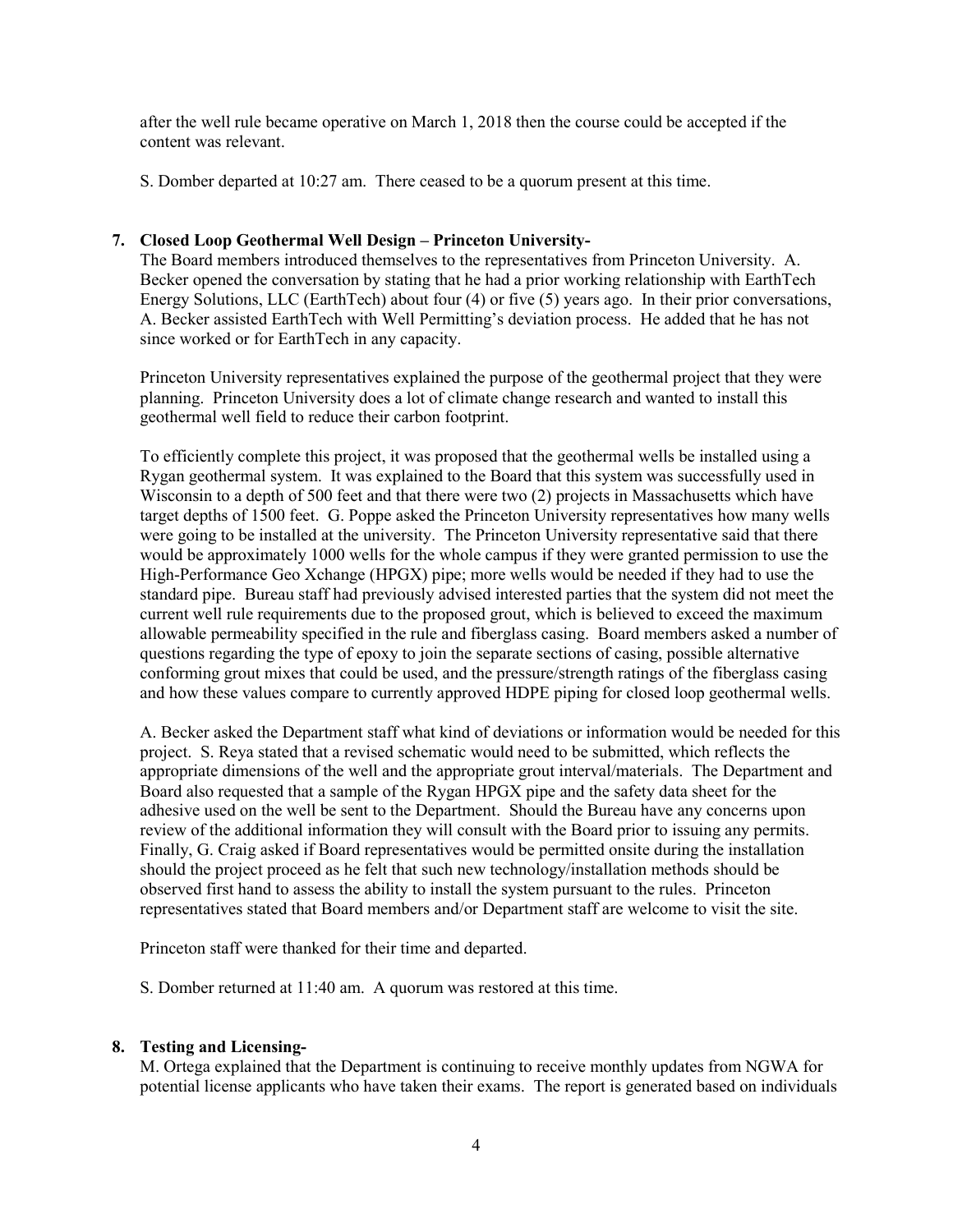after the well rule became operative on March 1, 2018 then the course could be accepted if the content was relevant.

S. Domber departed at 10:27 am. There ceased to be a quorum present at this time.

**7. Closed Loop Geothermal Well Design – Princeton University-**

The Board members introduced themselves to the representatives from Princeton University. A. Becker opened the conversation by stating that he had a prior working relationship with EarthTech Energy Solutions, LLC (EarthTech) about four (4) or five (5) years ago. In their prior conversations, A. Becker assisted EarthTech with Well Permitting's deviation process. He added that he has not since worked or for EarthTech in any capacity.

Princeton University representatives explained the purpose of the geothermal project that they were planning. Princeton University does a lot of climate change research and wanted to install this geothermal well field to reduce their carbon footprint.

To efficiently complete this project, it was proposed that the geothermal wells be installed using a Rygan geothermal system. It was explained to the Board that this system was successfully used in Wisconsin to a depth of 500 feet and that there were two (2) projects in Massachusetts which have target depths of 1500 feet. G. Poppe asked the Princeton University representatives how many wells were going to be installed at the university. The Princeton University representative said that there would be approximately 1000 wells for the whole campus if they were granted permission to use the High-Performance Geo Xchange (HPGX) pipe; more wells would be needed if they had to use the standard pipe. Bureau staff had previously advised interested parties that the system did not meet the current well rule requirements due to the proposed grout, which is believed to exceed the maximum allowable permeability specified in the rule and fiberglass casing. Board members asked a number of questions regarding the type of epoxy to join the separate sections of casing, possible alternative conforming grout mixes that could be used, and the pressure/strength ratings of the fiberglass casing and how these values compare to currently approved HDPE piping for closed loop geothermal wells.

A. Becker asked the Department staff what kind of deviations or information would be needed for this project. S. Reya stated that a revised schematic would need to be submitted, which reflects the appropriate dimensions of the well and the appropriate grout interval/materials. The Department and Board also requested that a sample of the Rygan HPGX pipe and the safety data sheet for the adhesive used on the well be sent to the Department. Should the Bureau have any concerns upon review of the additional information they will consult with the Board prior to issuing any permits. Finally, G. Craig asked if Board representatives would be permitted onsite during the installation should the project proceed as he felt that such new technology/installation methods should be observed first hand to assess the ability to install the system pursuant to the rules. Princeton representatives stated that Board members and/or Department staff are welcome to visit the site.

Princeton staff were thanked for their time and departed.

S. Domber returned at 11:40 am. A quorum was restored at this time.

**8. Testing and Licensing-**

M. Ortega explained that the Department is continuing to receive monthly updates from NGWA for potential license applicants who have taken their exams. The report is generated based on individuals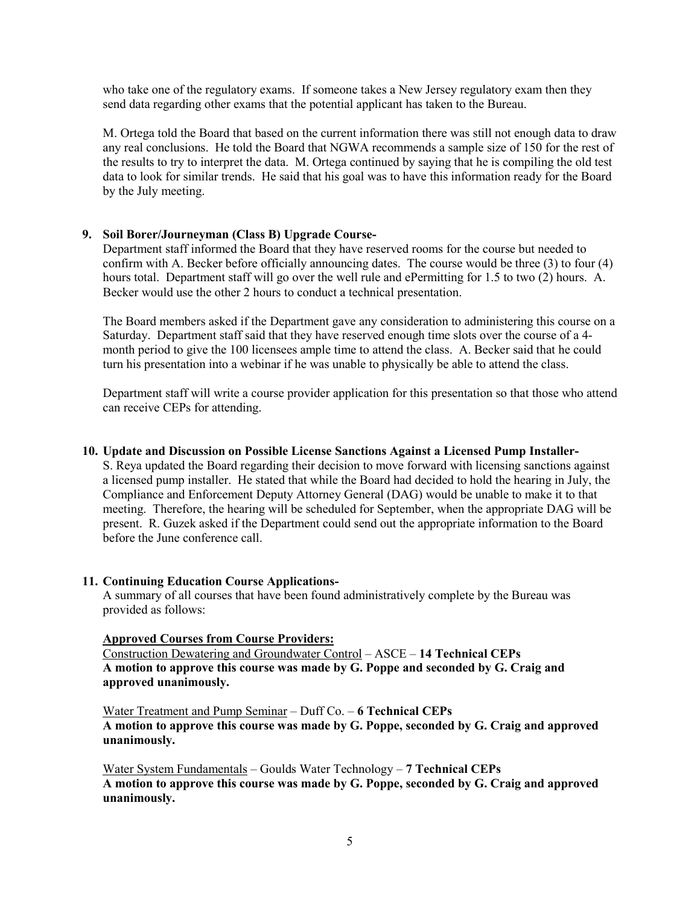who take one of the regulatory exams. If someone takes a New Jersey regulatory exam then they send data regarding other exams that the potential applicant has taken to the Bureau.

M. Ortega told the Board that based on the current information there was still not enough data to draw any real conclusions. He told the Board that NGWA recommends a sample size of 150 for the rest of the results to try to interpret the data. M. Ortega continued by saying that he is compiling the old test data to look for similar trends. He said that his goal was to have this information ready for the Board by the July meeting.

**9. Soil Borer/Journeyman (Class B) Upgrade Course-**

Department staff informed the Board that they have reserved rooms for the course but needed to confirm with A. Becker before officially announcing dates. The course would be three (3) to four (4) hours total. Department staff will go over the well rule and ePermitting for 1.5 to two (2) hours. A. Becker would use the other 2 hours to conduct a technical presentation.

The Board members asked if the Department gave any consideration to administering this course on a Saturday. Department staff said that they have reserved enough time slots over the course of a 4-month period to give the 100 licensees ample time to attend the class. A. Becker said that he could turn his presentation into a webinar if he was unable to physically be able to attend the class.

Department staff will write a course provider application for this presentation so that those who attend can receive CEPs for attending.

**10. Update and Discussion on Possible License Sanctions Against a Licensed Pump Installer-**

S. Reya updated the Board regarding their decision to move forward with licensing sanctions against a licensed pump installer. He stated that while the Board had decided to hold the hearing in July, the Compliance and Enforcement Deputy Attorney General (DAG) would be unable to make it to that meeting. Therefore, the hearing will be scheduled for September, when the appropriate DAG will be present. R. Guzek asked if the Department could send out the appropriate information to the Board before the June conference call.

**11. Continuing Education Course Applications-**

A summary of all courses that have been found administratively complete by the Bureau was provided as follows:

**Approved Courses from Course Providers:**

Construction Dewatering and Groundwater Control – ASCE – **14 Technical CEPs**
**A motion to approve this course was made by G. Poppe and seconded by G. Craig and approved unanimously.**

Water Treatment and Pump Seminar – Duff Co. – **6 Technical CEPs**
**A motion to approve this course was made by G. Poppe, seconded by G. Craig and approved unanimously.**

Water System Fundamentals – Goulds Water Technology – **7 Technical CEPs**
**A motion to approve this course was made by G. Poppe, seconded by G. Craig and approved unanimously.**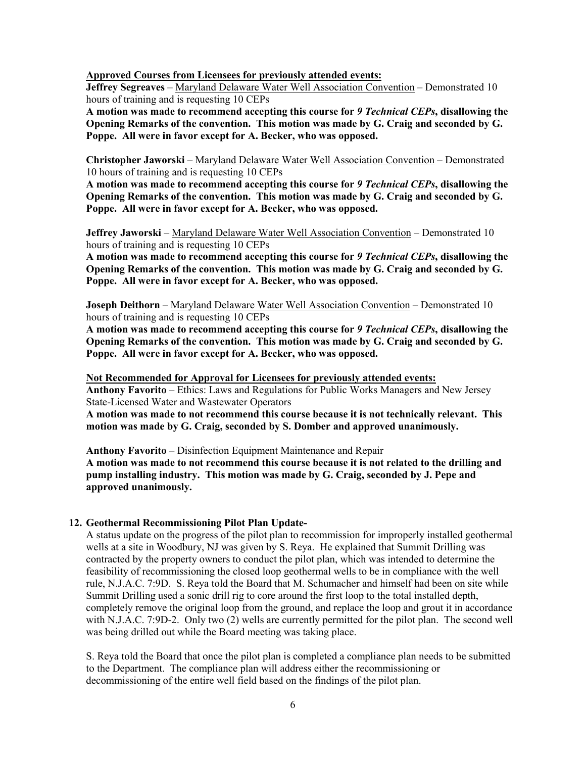**<u>Approved Courses from Licensees for previously attended events:</u>**

**Jeffrey Segreaves** – <u>Maryland Delaware Water Well Association Convention</u> – Demonstrated 10 hours of training and is requesting 10 CEPs

**A motion was made to recommend accepting this course for *9 Technical CEPs*, disallowing the Opening Remarks of the convention. This motion was made by G. Craig and seconded by G. Poppe. All were in favor except for A. Becker, who was opposed.**

**Christopher Jaworski** – <u>Maryland Delaware Water Well Association Convention</u> – Demonstrated 10 hours of training and is requesting 10 CEPs

**A motion was made to recommend accepting this course for *9 Technical CEPs*, disallowing the Opening Remarks of the convention. This motion was made by G. Craig and seconded by G. Poppe. All were in favor except for A. Becker, who was opposed.**

**Jeffrey Jaworski** – <u>Maryland Delaware Water Well Association Convention</u> – Demonstrated 10 hours of training and is requesting 10 CEPs

**A motion was made to recommend accepting this course for *9 Technical CEPs*, disallowing the Opening Remarks of the convention. This motion was made by G. Craig and seconded by G. Poppe. All were in favor except for A. Becker, who was opposed.**

**Joseph Deithorn** – <u>Maryland Delaware Water Well Association Convention</u> – Demonstrated 10 hours of training and is requesting 10 CEPs

**A motion was made to recommend accepting this course for *9 Technical CEPs*, disallowing the Opening Remarks of the convention. This motion was made by G. Craig and seconded by G. Poppe. All were in favor except for A. Becker, who was opposed.**

**<u>Not Recommended for Approval for Licensees for previously attended events:</u>**

**Anthony Favorito** – Ethics: Laws and Regulations for Public Works Managers and New Jersey State-Licensed Water and Wastewater Operators

**A motion was made to not recommend this course because it is not technically relevant. This motion was made by G. Craig, seconded by S. Domber and approved unanimously.**

**Anthony Favorito** – Disinfection Equipment Maintenance and Repair

**A motion was made to not recommend this course because it is not related to the drilling and pump installing industry. This motion was made by G. Craig, seconded by J. Pepe and approved unanimously.**

**12. Geothermal Recommissioning Pilot Plan Update-**

A status update on the progress of the pilot plan to recommission for improperly installed geothermal wells at a site in Woodbury, NJ was given by S. Reya. He explained that Summit Drilling was contracted by the property owners to conduct the pilot plan, which was intended to determine the feasibility of recommissioning the closed loop geothermal wells to be in compliance with the well rule, N.J.A.C. 7:9D. S. Reya told the Board that M. Schumacher and himself had been on site while Summit Drilling used a sonic drill rig to core around the first loop to the total installed depth, completely remove the original loop from the ground, and replace the loop and grout it in accordance with N.J.A.C. 7:9D-2. Only two (2) wells are currently permitted for the pilot plan. The second well was being drilled out while the Board meeting was taking place.

S. Reya told the Board that once the pilot plan is completed a compliance plan needs to be submitted to the Department. The compliance plan will address either the recommissioning or decommissioning of the entire well field based on the findings of the pilot plan.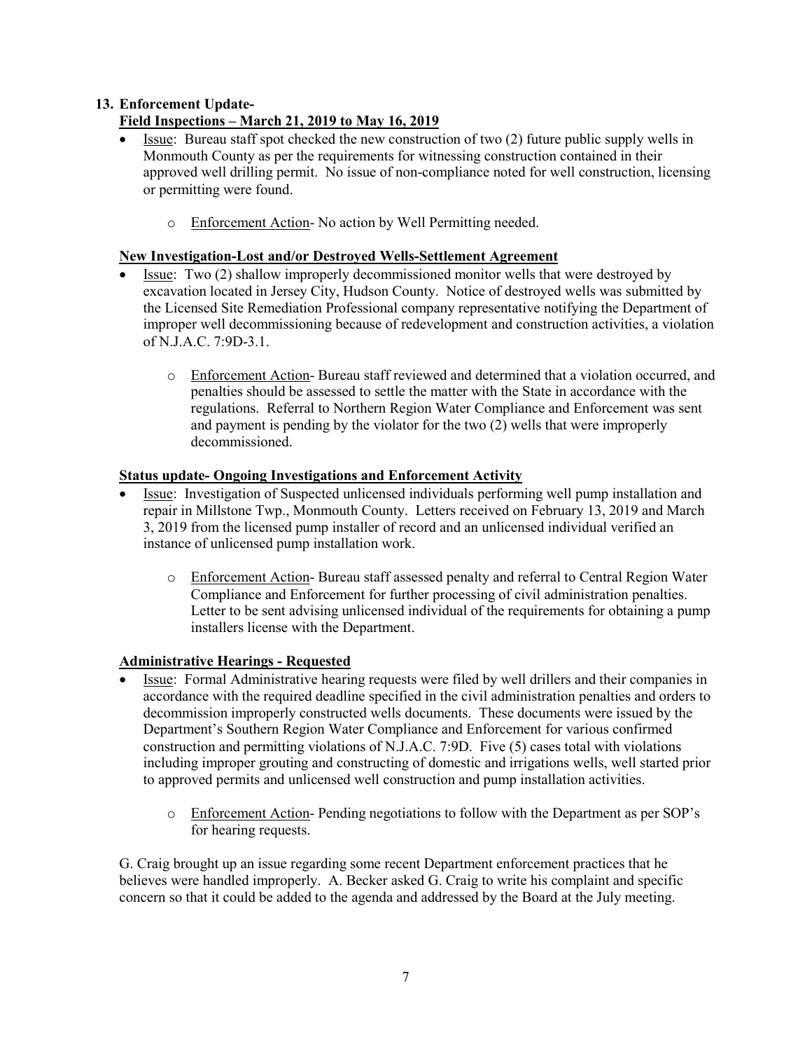**13. Enforcement Update-**

**Field Inspections – March 21, 2019 to May 16, 2019**

- Issue: Bureau staff spot checked the new construction of two (2) future public supply wells in Monmouth County as per the requirements for witnessing construction contained in their approved well drilling permit. No issue of non-compliance noted for well construction, licensing or permitting were found.
  - Enforcement Action- No action by Well Permitting needed.

**New Investigation-Lost and/or Destroyed Wells-Settlement Agreement**

- Issue: Two (2) shallow improperly decommissioned monitor wells that were destroyed by excavation located in Jersey City, Hudson County. Notice of destroyed wells was submitted by the Licensed Site Remediation Professional company representative notifying the Department of improper well decommissioning because of redevelopment and construction activities, a violation of N.J.A.C. 7:9D-3.1.
  - Enforcement Action- Bureau staff reviewed and determined that a violation occurred, and penalties should be assessed to settle the matter with the State in accordance with the regulations. Referral to Northern Region Water Compliance and Enforcement was sent and payment is pending by the violator for the two (2) wells that were improperly decommissioned.

**Status update- Ongoing Investigations and Enforcement Activity**

- Issue: Investigation of Suspected unlicensed individuals performing well pump installation and repair in Millstone Twp., Monmouth County. Letters received on February 13, 2019 and March 3, 2019 from the licensed pump installer of record and an unlicensed individual verified an instance of unlicensed pump installation work.
  - Enforcement Action- Bureau staff assessed penalty and referral to Central Region Water Compliance and Enforcement for further processing of civil administration penalties. Letter to be sent advising unlicensed individual of the requirements for obtaining a pump installers license with the Department.

**Administrative Hearings - Requested**

- Issue: Formal Administrative hearing requests were filed by well drillers and their companies in accordance with the required deadline specified in the civil administration penalties and orders to decommission improperly constructed wells documents. These documents were issued by the Department's Southern Region Water Compliance and Enforcement for various confirmed construction and permitting violations of N.J.A.C. 7:9D. Five (5) cases total with violations including improper grouting and constructing of domestic and irrigations wells, well started prior to approved permits and unlicensed well construction and pump installation activities.
  - Enforcement Action- Pending negotiations to follow with the Department as per SOP's for hearing requests.

G. Craig brought up an issue regarding some recent Department enforcement practices that he believes were handled improperly. A. Becker asked G. Craig to write his complaint and specific concern so that it could be added to the agenda and addressed by the Board at the July meeting.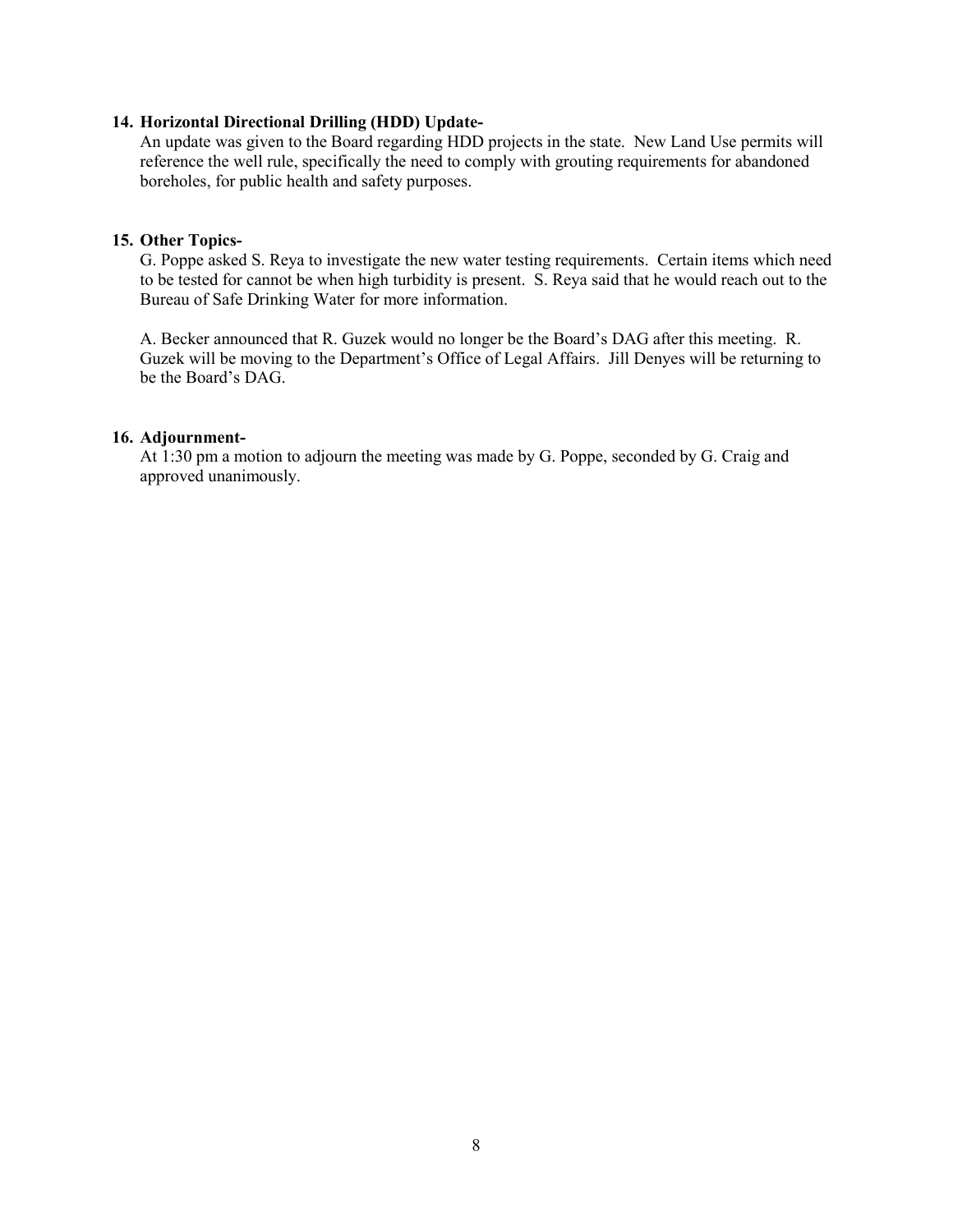**14. Horizontal Directional Drilling (HDD) Update-**

An update was given to the Board regarding HDD projects in the state. New Land Use permits will reference the well rule, specifically the need to comply with grouting requirements for abandoned boreholes, for public health and safety purposes.

**15. Other Topics-**

G. Poppe asked S. Reya to investigate the new water testing requirements. Certain items which need to be tested for cannot be when high turbidity is present. S. Reya said that he would reach out to the Bureau of Safe Drinking Water for more information.

A. Becker announced that R. Guzek would no longer be the Board's DAG after this meeting. R. Guzek will be moving to the Department's Office of Legal Affairs. Jill Denyes will be returning to be the Board's DAG.

**16. Adjournment-**

At 1:30 pm a motion to adjourn the meeting was made by G. Poppe, seconded by G. Craig and approved unanimously.